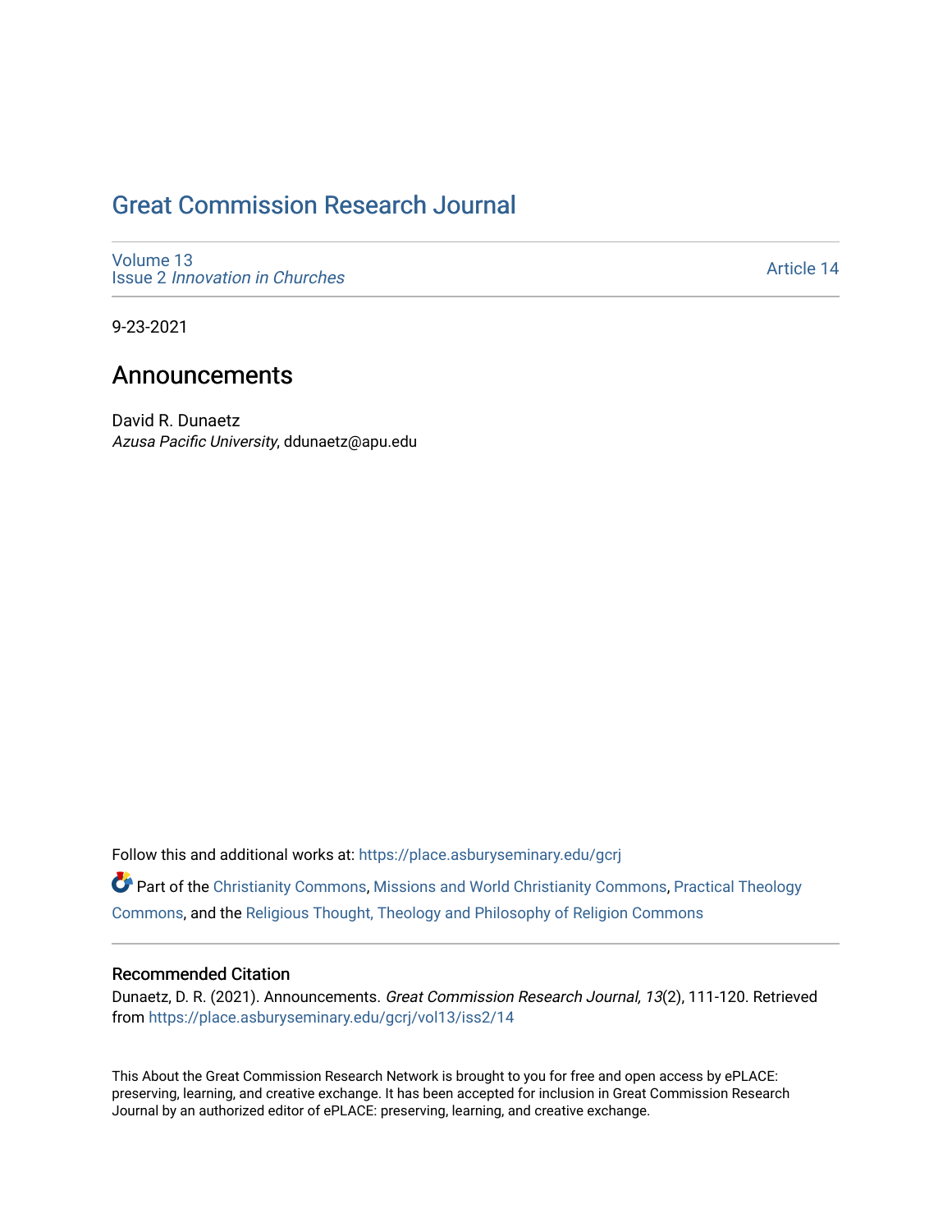# Great Commission Research Journal

Volume 13
Issue 2 *Innovation in Churches*

Article 14

9-23-2021

## Announcements

David R. Dunaetz
*Azusa Pacific University*, ddunaetz@apu.edu

Follow this and additional works at: https://place.asburyseminary.edu/gcrj

Part of the Christianity Commons, Missions and World Christianity Commons, Practical Theology Commons, and the Religious Thought, Theology and Philosophy of Religion Commons

### Recommended Citation

Dunaetz, D. R. (2021). Announcements. *Great Commission Research Journal, 13*(2), 111-120. Retrieved from https://place.asburyseminary.edu/gcrj/vol13/iss2/14

This About the Great Commission Research Network is brought to you for free and open access by ePLACE: preserving, learning, and creative exchange. It has been accepted for inclusion in Great Commission Research Journal by an authorized editor of ePLACE: preserving, learning, and creative exchange.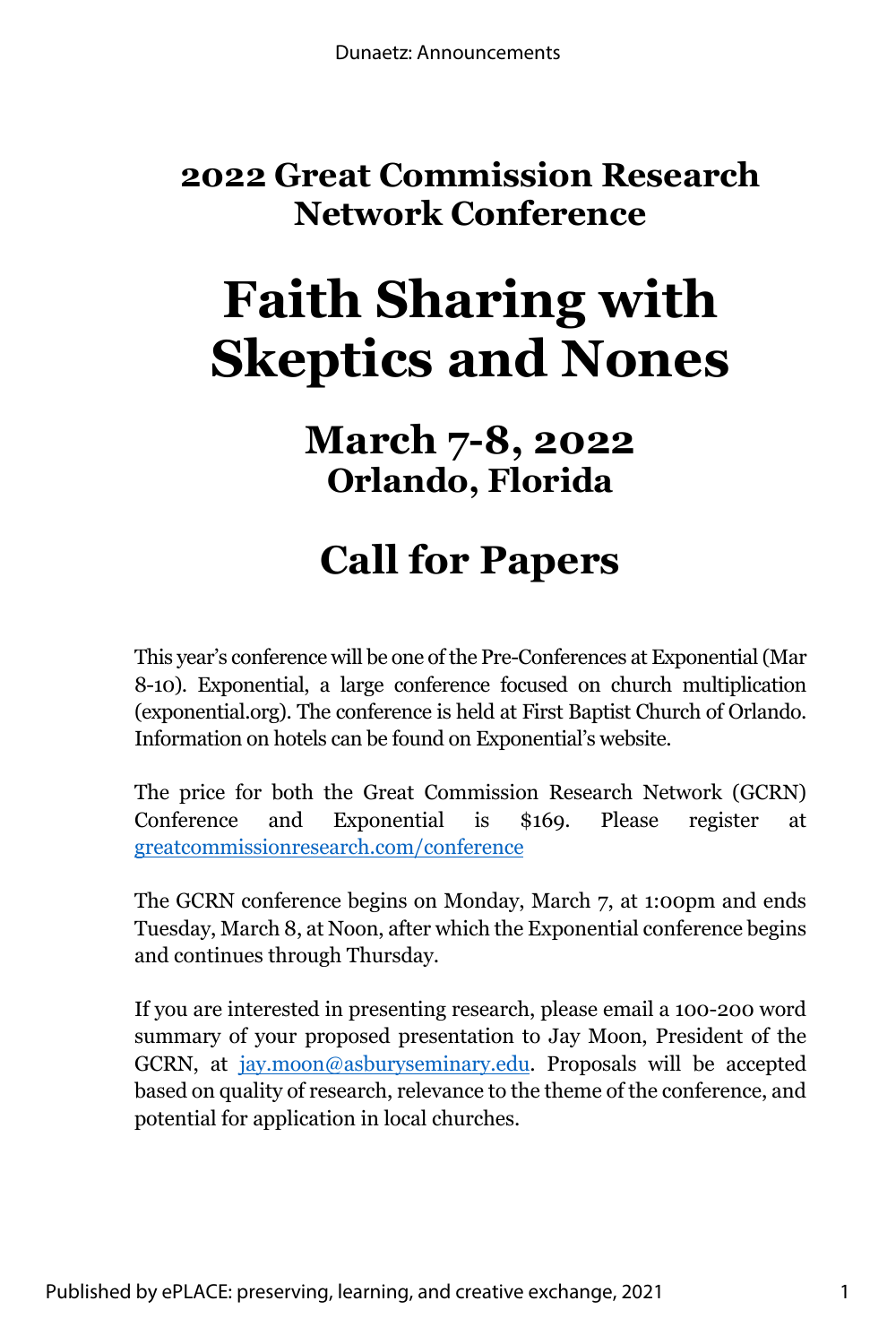## 2022 Great Commission Research Network Conference

# Faith Sharing with Skeptics and Nones

## March 7-8, 2022
### Orlando, Florida

## Call for Papers

This year's conference will be one of the Pre-Conferences at Exponential (Mar 8-10). Exponential, a large conference focused on church multiplication (exponential.org). The conference is held at First Baptist Church of Orlando. Information on hotels can be found on Exponential's website.

The price for both the Great Commission Research Network (GCRN) Conference and Exponential is $169. Please register at greatcommissionresearch.com/conference

The GCRN conference begins on Monday, March 7, at 1:00pm and ends Tuesday, March 8, at Noon, after which the Exponential conference begins and continues through Thursday.

If you are interested in presenting research, please email a 100-200 word summary of your proposed presentation to Jay Moon, President of the GCRN, at jay.moon@asburyseminary.edu. Proposals will be accepted based on quality of research, relevance to the theme of the conference, and potential for application in local churches.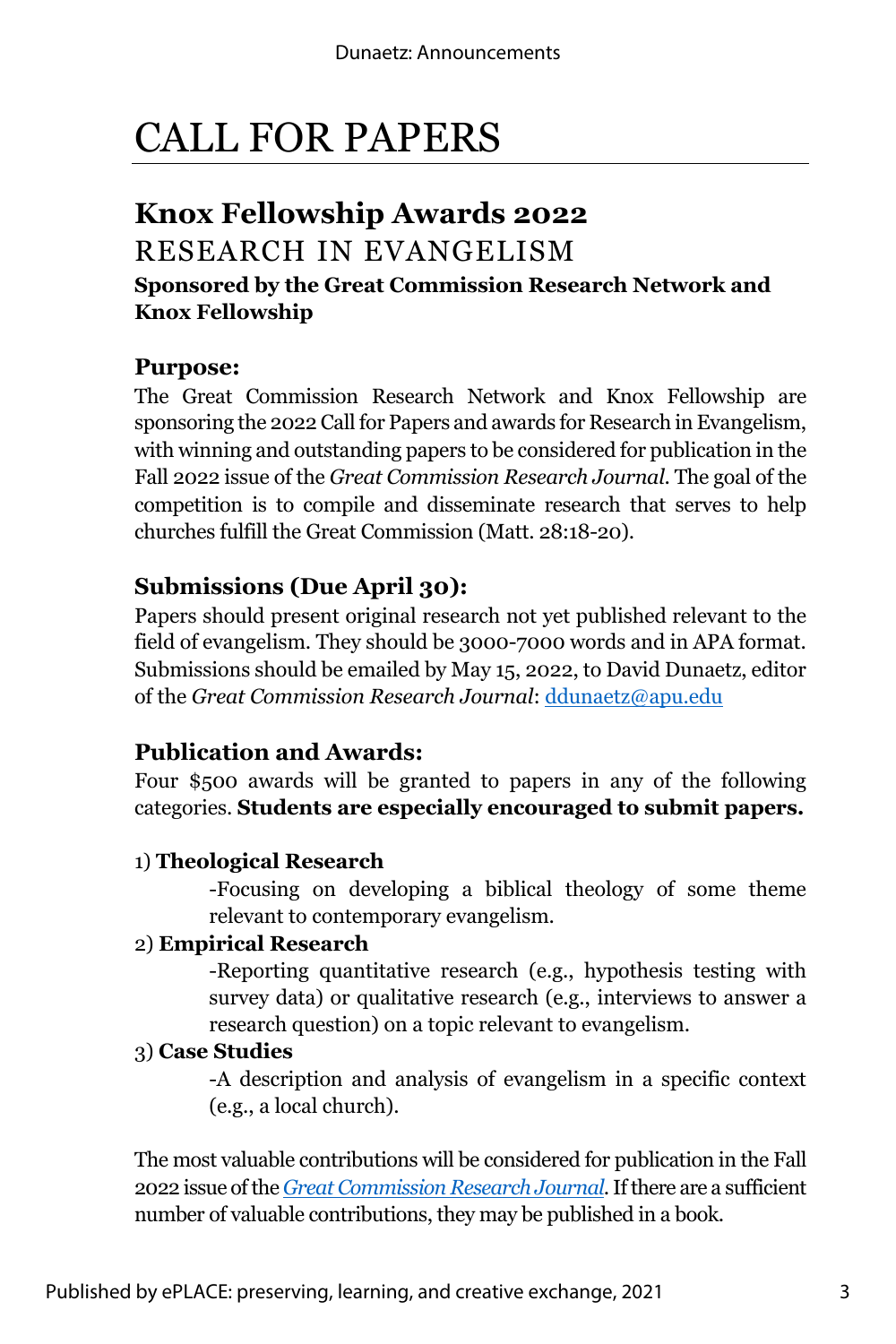# CALL FOR PAPERS

## Knox Fellowship Awards 2022

RESEARCH IN EVANGELISM

**Sponsored by the Great Commission Research Network and Knox Fellowship**

### Purpose:

The Great Commission Research Network and Knox Fellowship are sponsoring the 2022 Call for Papers and awards for Research in Evangelism, with winning and outstanding papers to be considered for publication in the Fall 2022 issue of the *Great Commission Research Journal*. The goal of the competition is to compile and disseminate research that serves to help churches fulfill the Great Commission (Matt. 28:18-20).

### Submissions (Due April 30):

Papers should present original research not yet published relevant to the field of evangelism. They should be 3000-7000 words and in APA format. Submissions should be emailed by May 15, 2022, to David Dunaetz, editor of the *Great Commission Research Journal*: ddunaetz@apu.edu

### Publication and Awards:

Four $500 awards will be granted to papers in any of the following categories. **Students are especially encouraged to submit papers.**

1) **Theological Research**

   -Focusing on developing a biblical theology of some theme relevant to contemporary evangelism.

2) **Empirical Research**

   -Reporting quantitative research (e.g., hypothesis testing with survey data) or qualitative research (e.g., interviews to answer a research question) on a topic relevant to evangelism.

3) **Case Studies**

   -A description and analysis of evangelism in a specific context (e.g., a local church).

The most valuable contributions will be considered for publication in the Fall 2022 issue of the *Great Commission Research Journal*. If there are a sufficient number of valuable contributions, they may be published in a book.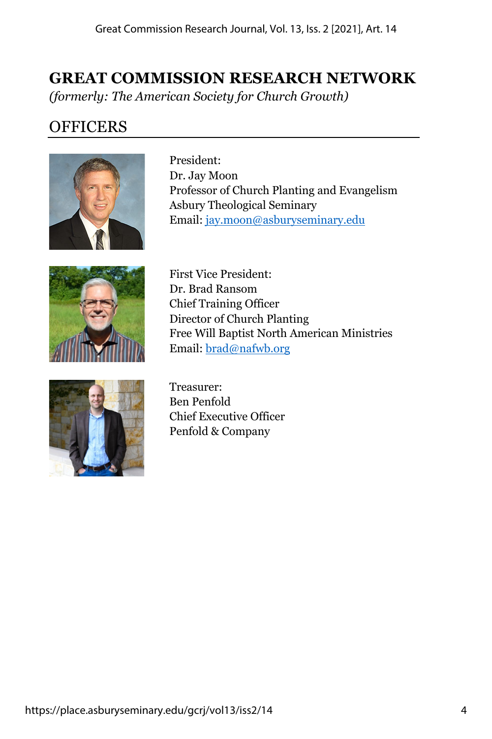# GREAT COMMISSION RESEARCH NETWORK

*(formerly: The American Society for Church Growth)*

## OFFICERS

President:
Dr. Jay Moon
Professor of Church Planting and Evangelism
Asbury Theological Seminary
Email: jay.moon@asburyseminary.edu

First Vice President:
Dr. Brad Ransom
Chief Training Officer
Director of Church Planting
Free Will Baptist North American Ministries
Email: brad@nafwb.org

Treasurer:
Ben Penfold
Chief Executive Officer
Penfold & Company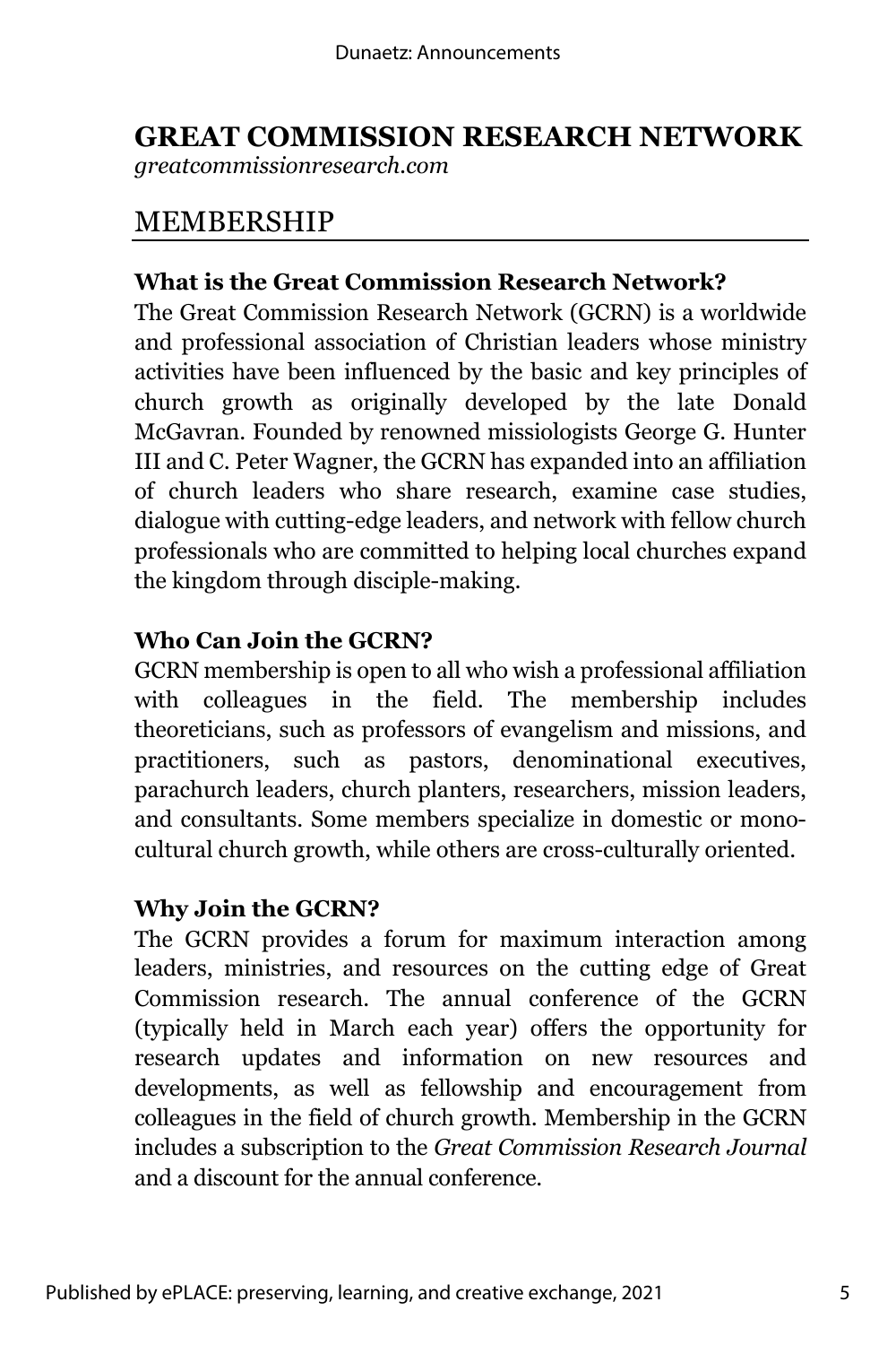# GREAT COMMISSION RESEARCH NETWORK

*greatcommissionresearch.com*

## MEMBERSHIP

### What is the Great Commission Research Network?

The Great Commission Research Network (GCRN) is a worldwide and professional association of Christian leaders whose ministry activities have been influenced by the basic and key principles of church growth as originally developed by the late Donald McGavran. Founded by renowned missiologists George G. Hunter III and C. Peter Wagner, the GCRN has expanded into an affiliation of church leaders who share research, examine case studies, dialogue with cutting-edge leaders, and network with fellow church professionals who are committed to helping local churches expand the kingdom through disciple-making.

### Who Can Join the GCRN?

GCRN membership is open to all who wish a professional affiliation with colleagues in the field. The membership includes theoreticians, such as professors of evangelism and missions, and practitioners, such as pastors, denominational executives, parachurch leaders, church planters, researchers, mission leaders, and consultants. Some members specialize in domestic or mono-cultural church growth, while others are cross-culturally oriented.

### Why Join the GCRN?

The GCRN provides a forum for maximum interaction among leaders, ministries, and resources on the cutting edge of Great Commission research. The annual conference of the GCRN (typically held in March each year) offers the opportunity for research updates and information on new resources and developments, as well as fellowship and encouragement from colleagues in the field of church growth. Membership in the GCRN includes a subscription to the *Great Commission Research Journal* and a discount for the annual conference.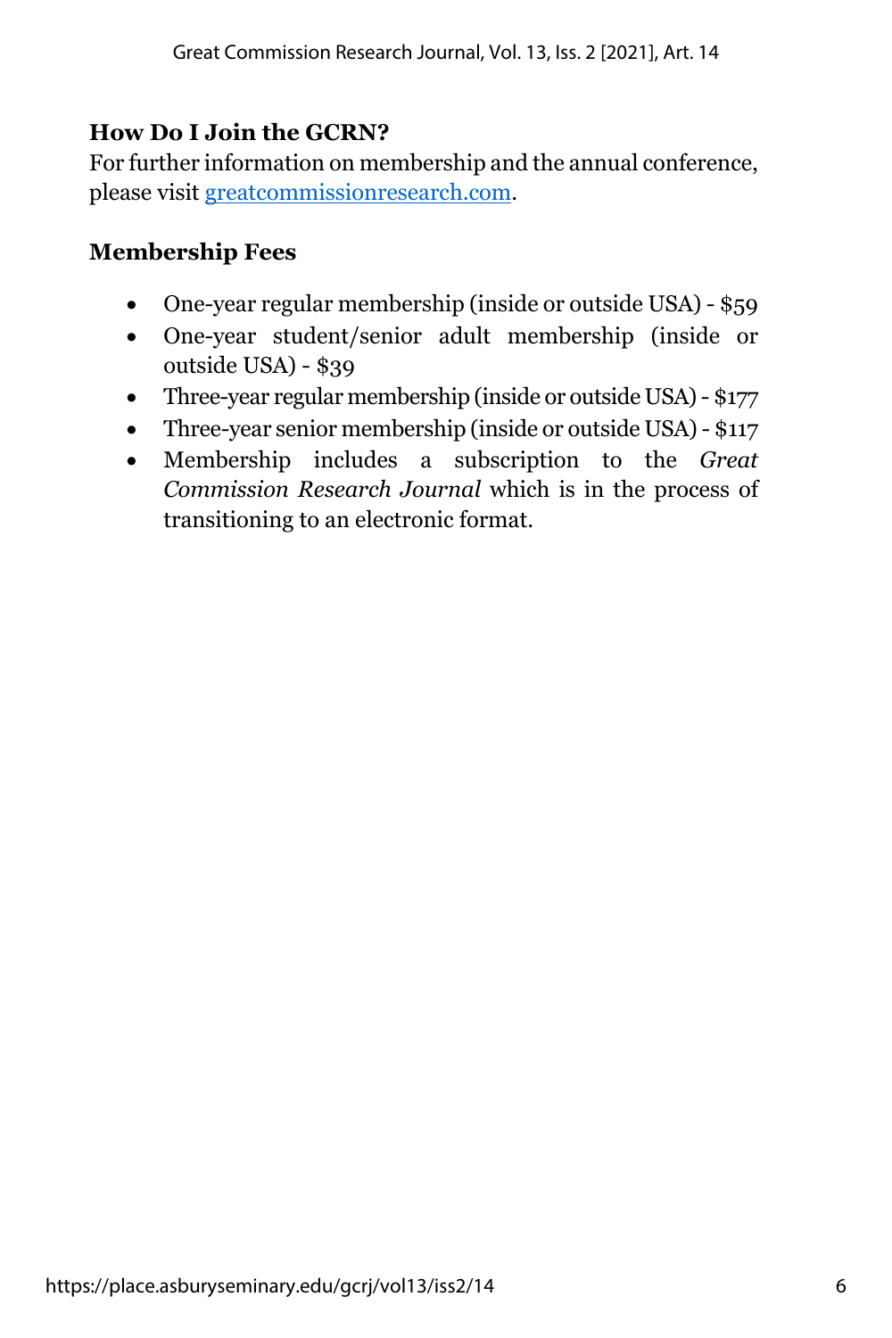### How Do I Join the GCRN?

For further information on membership and the annual conference, please visit [greatcommissionresearch.com](greatcommissionresearch.com).

### Membership Fees

- One-year regular membership (inside or outside USA) - $59
- One-year student/senior adult membership (inside or outside USA) - $39
- Three-year regular membership (inside or outside USA) - $177
- Three-year senior membership (inside or outside USA) - $117
- Membership includes a subscription to the *Great Commission Research Journal* which is in the process of transitioning to an electronic format.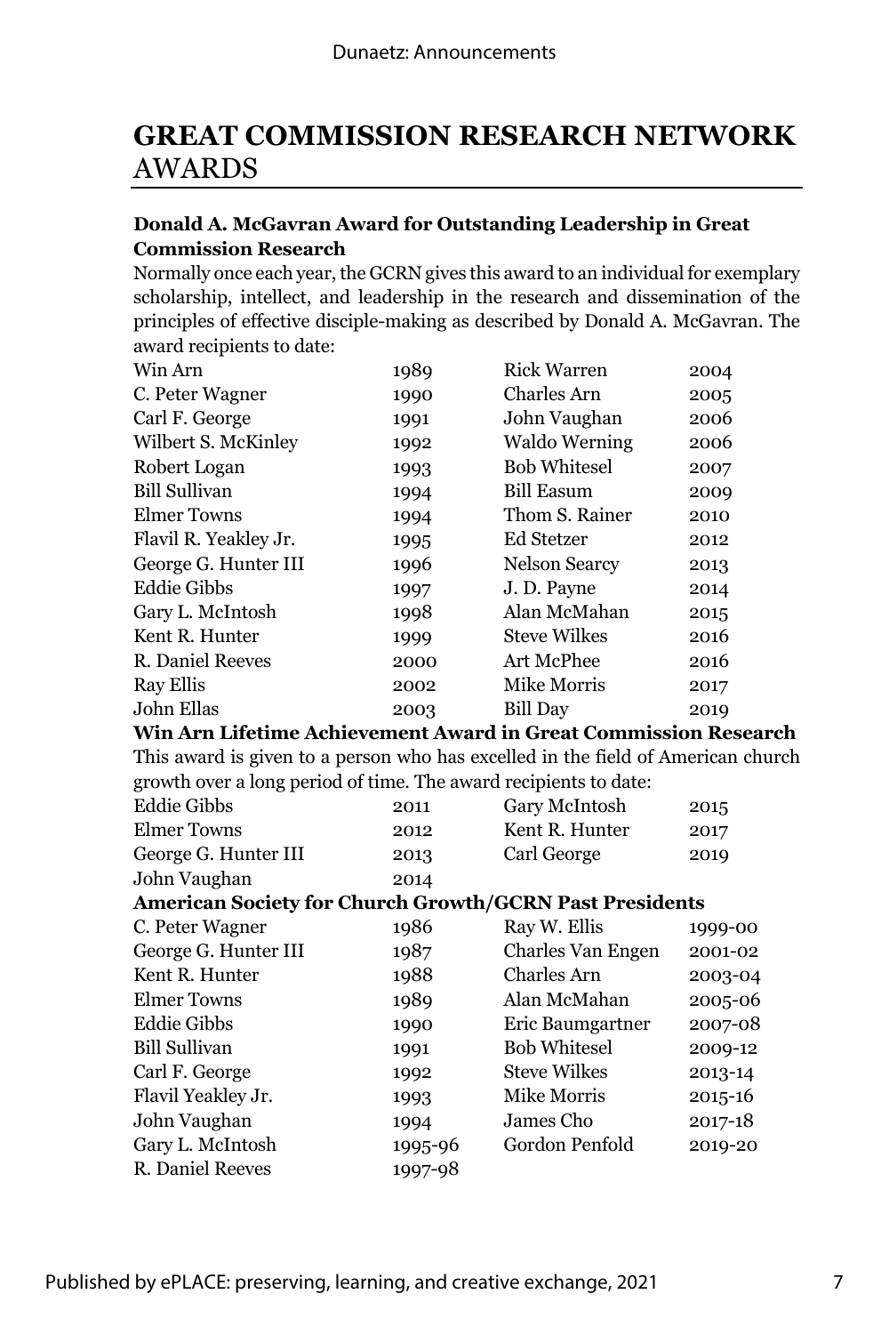# GREAT COMMISSION RESEARCH NETWORK AWARDS

**Donald A. McGavran Award for Outstanding Leadership in Great Commission Research**

Normally once each year, the GCRN gives this award to an individual for exemplary scholarship, intellect, and leadership in the research and dissemination of the principles of effective disciple-making as described by Donald A. McGavran. The award recipients to date:

| | | | |
|---|---|---|---|
| Win Arn | 1989 | Rick Warren | 2004 |
| C. Peter Wagner | 1990 | Charles Arn | 2005 |
| Carl F. George | 1991 | John Vaughan | 2006 |
| Wilbert S. McKinley | 1992 | Waldo Werning | 2006 |
| Robert Logan | 1993 | Bob Whitesel | 2007 |
| Bill Sullivan | 1994 | Bill Easum | 2009 |
| Elmer Towns | 1994 | Thom S. Rainer | 2010 |
| Flavil R. Yeakley Jr. | 1995 | Ed Stetzer | 2012 |
| George G. Hunter III | 1996 | Nelson Searcy | 2013 |
| Eddie Gibbs | 1997 | J. D. Payne | 2014 |
| Gary L. McIntosh | 1998 | Alan McMahan | 2015 |
| Kent R. Hunter | 1999 | Steve Wilkes | 2016 |
| R. Daniel Reeves | 2000 | Art McPhee | 2016 |
| Ray Ellis | 2002 | Mike Morris | 2017 |
| John Ellas | 2003 | Bill Day | 2019 |

**Win Arn Lifetime Achievement Award in Great Commission Research**

This award is given to a person who has excelled in the field of American church growth over a long period of time. The award recipients to date:

| | | | |
|---|---|---|---|
| Eddie Gibbs | 2011 | Gary McIntosh | 2015 |
| Elmer Towns | 2012 | Kent R. Hunter | 2017 |
| George G. Hunter III | 2013 | Carl George | 2019 |
| John Vaughan | 2014 | | |

**American Society for Church Growth/GCRN Past Presidents**

| | | | |
|---|---|---|---|
| C. Peter Wagner | 1986 | Ray W. Ellis | 1999-00 |
| George G. Hunter III | 1987 | Charles Van Engen | 2001-02 |
| Kent R. Hunter | 1988 | Charles Arn | 2003-04 |
| Elmer Towns | 1989 | Alan McMahan | 2005-06 |
| Eddie Gibbs | 1990 | Eric Baumgartner | 2007-08 |
| Bill Sullivan | 1991 | Bob Whitesel | 2009-12 |
| Carl F. George | 1992 | Steve Wilkes | 2013-14 |
| Flavil Yeakley Jr. | 1993 | Mike Morris | 2015-16 |
| John Vaughan | 1994 | James Cho | 2017-18 |
| Gary L. McIntosh | 1995-96 | Gordon Penfold | 2019-20 |
| R. Daniel Reeves | 1997-98 | | |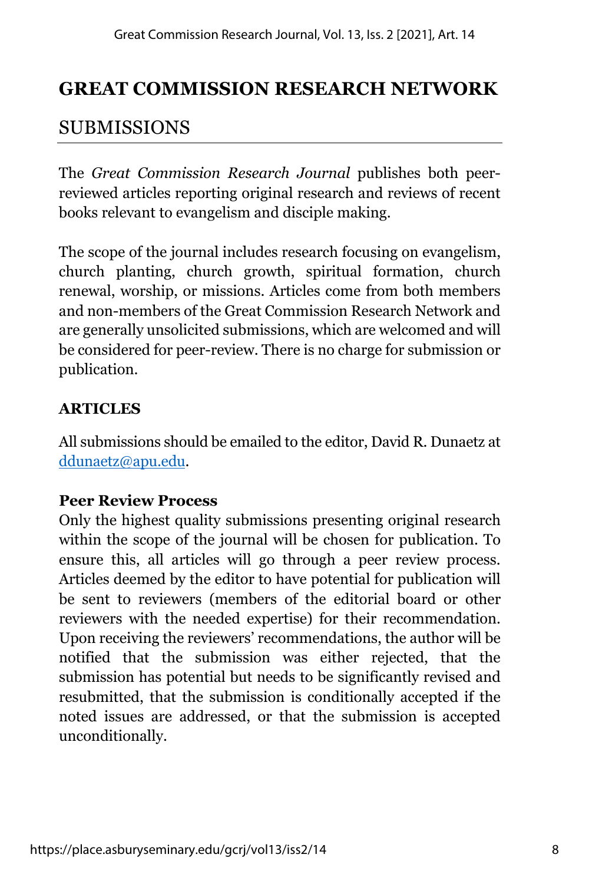# GREAT COMMISSION RESEARCH NETWORK

## SUBMISSIONS

The *Great Commission Research Journal* publishes both peer-reviewed articles reporting original research and reviews of recent books relevant to evangelism and disciple making.

The scope of the journal includes research focusing on evangelism, church planting, church growth, spiritual formation, church renewal, worship, or missions. Articles come from both members and non-members of the Great Commission Research Network and are generally unsolicited submissions, which are welcomed and will be considered for peer-review. There is no charge for submission or publication.

### ARTICLES

All submissions should be emailed to the editor, David R. Dunaetz at ddunaetz@apu.edu.

#### Peer Review Process

Only the highest quality submissions presenting original research within the scope of the journal will be chosen for publication. To ensure this, all articles will go through a peer review process. Articles deemed by the editor to have potential for publication will be sent to reviewers (members of the editorial board or other reviewers with the needed expertise) for their recommendation. Upon receiving the reviewers' recommendations, the author will be notified that the submission was either rejected, that the submission has potential but needs to be significantly revised and resubmitted, that the submission is conditionally accepted if the noted issues are addressed, or that the submission is accepted unconditionally.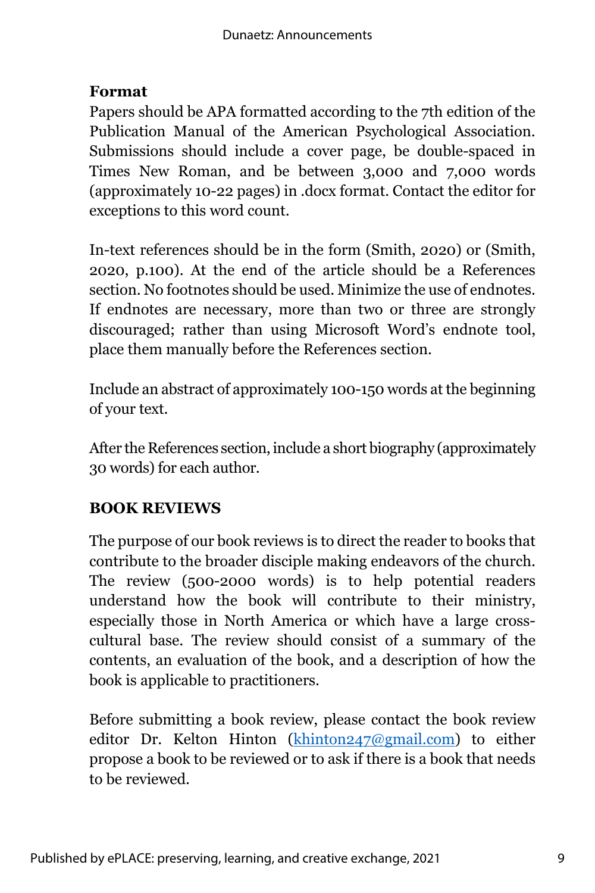**Format**

Papers should be APA formatted according to the 7th edition of the Publication Manual of the American Psychological Association. Submissions should include a cover page, be double-spaced in Times New Roman, and be between 3,000 and 7,000 words (approximately 10-22 pages) in .docx format. Contact the editor for exceptions to this word count.

In-text references should be in the form (Smith, 2020) or (Smith, 2020, p.100). At the end of the article should be a References section. No footnotes should be used. Minimize the use of endnotes. If endnotes are necessary, more than two or three are strongly discouraged; rather than using Microsoft Word's endnote tool, place them manually before the References section.

Include an abstract of approximately 100-150 words at the beginning of your text.

After the References section, include a short biography (approximately 30 words) for each author.

## BOOK REVIEWS

The purpose of our book reviews is to direct the reader to books that contribute to the broader disciple making endeavors of the church. The review (500-2000 words) is to help potential readers understand how the book will contribute to their ministry, especially those in North America or which have a large cross-cultural base. The review should consist of a summary of the contents, an evaluation of the book, and a description of how the book is applicable to practitioners.

Before submitting a book review, please contact the book review editor Dr. Kelton Hinton (khinton247@gmail.com) to either propose a book to be reviewed or to ask if there is a book that needs to be reviewed.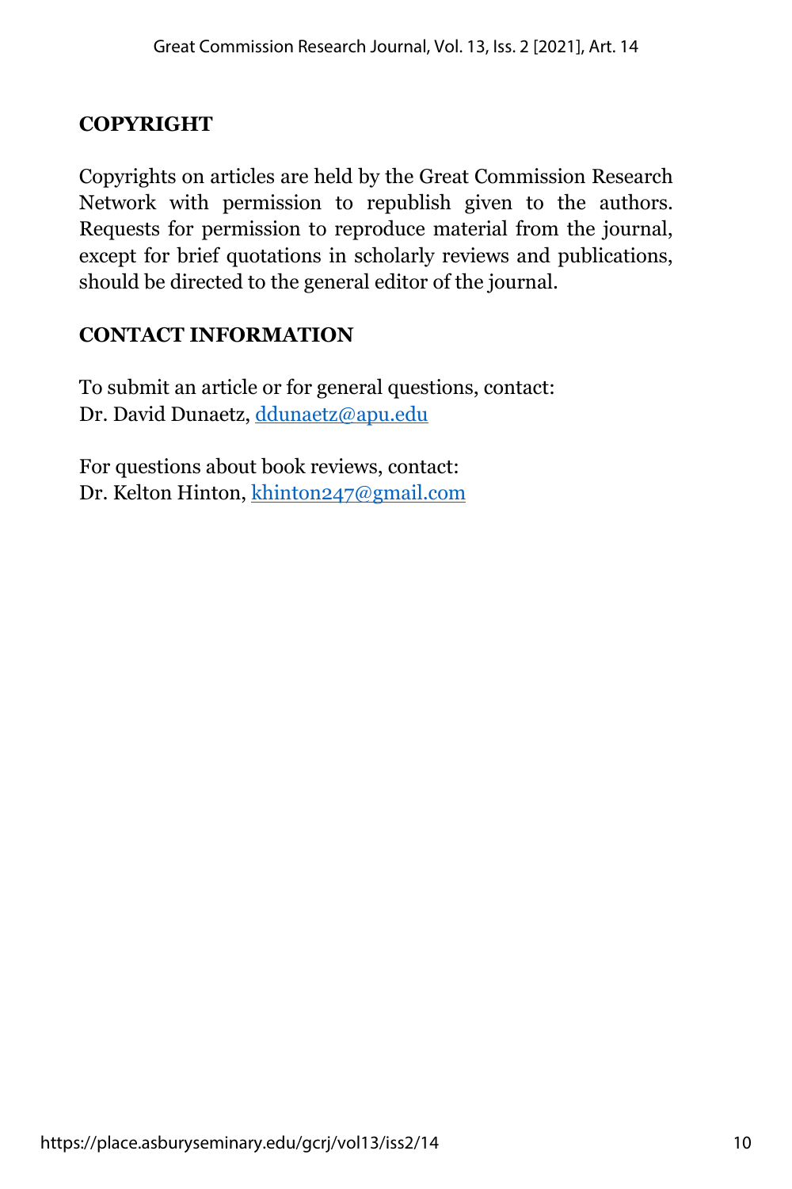## COPYRIGHT

Copyrights on articles are held by the Great Commission Research Network with permission to republish given to the authors. Requests for permission to reproduce material from the journal, except for brief quotations in scholarly reviews and publications, should be directed to the general editor of the journal.

## CONTACT INFORMATION

To submit an article or for general questions, contact:
Dr. David Dunaetz, [ddunaetz@apu.edu](mailto:ddunaetz@apu.edu)

For questions about book reviews, contact:
Dr. Kelton Hinton, [khinton247@gmail.com](mailto:khinton247@gmail.com)